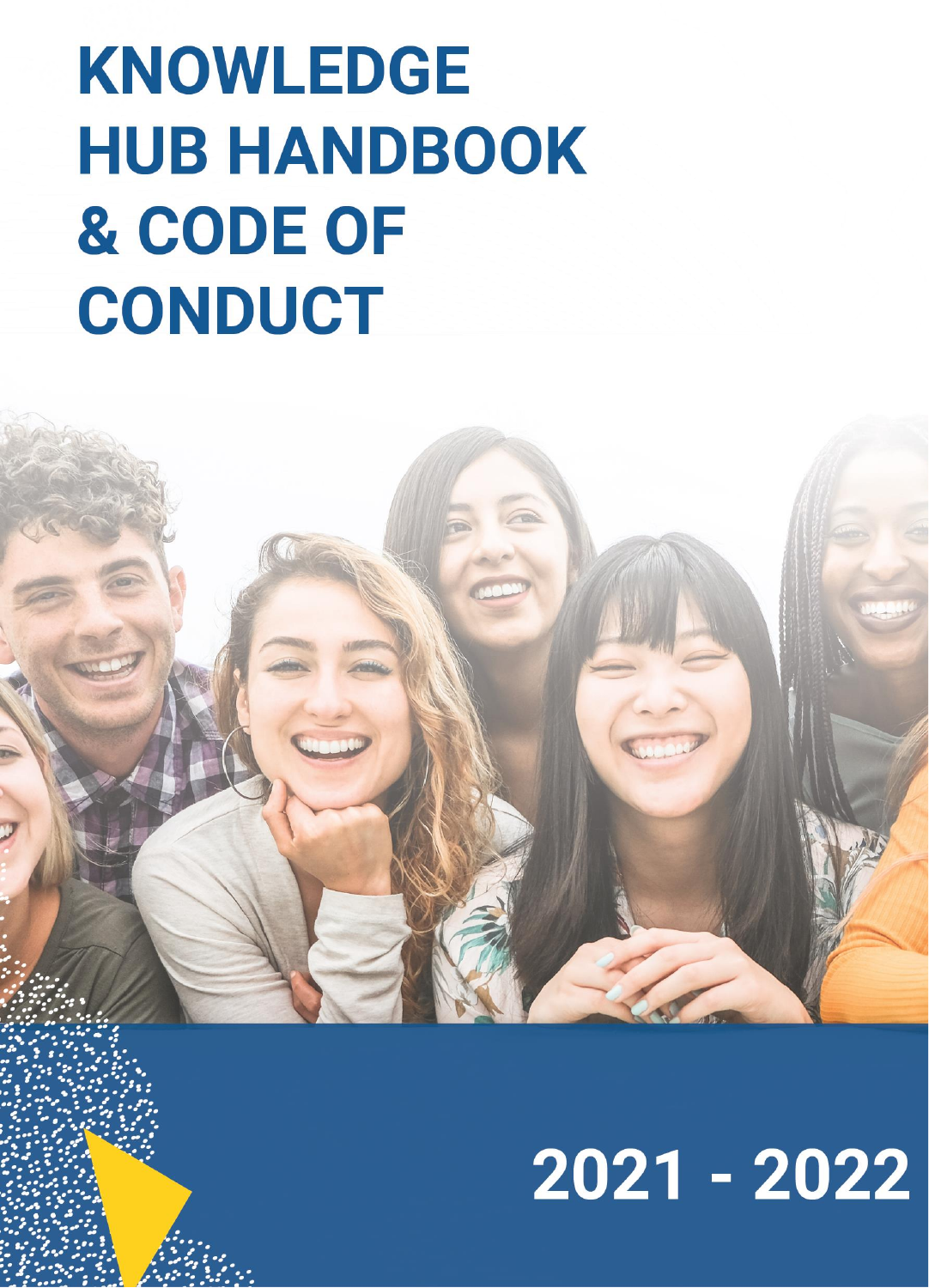# KNOWLEDGE HUB HANDBOOK & CODE OF CONDUCT

2021 - 2022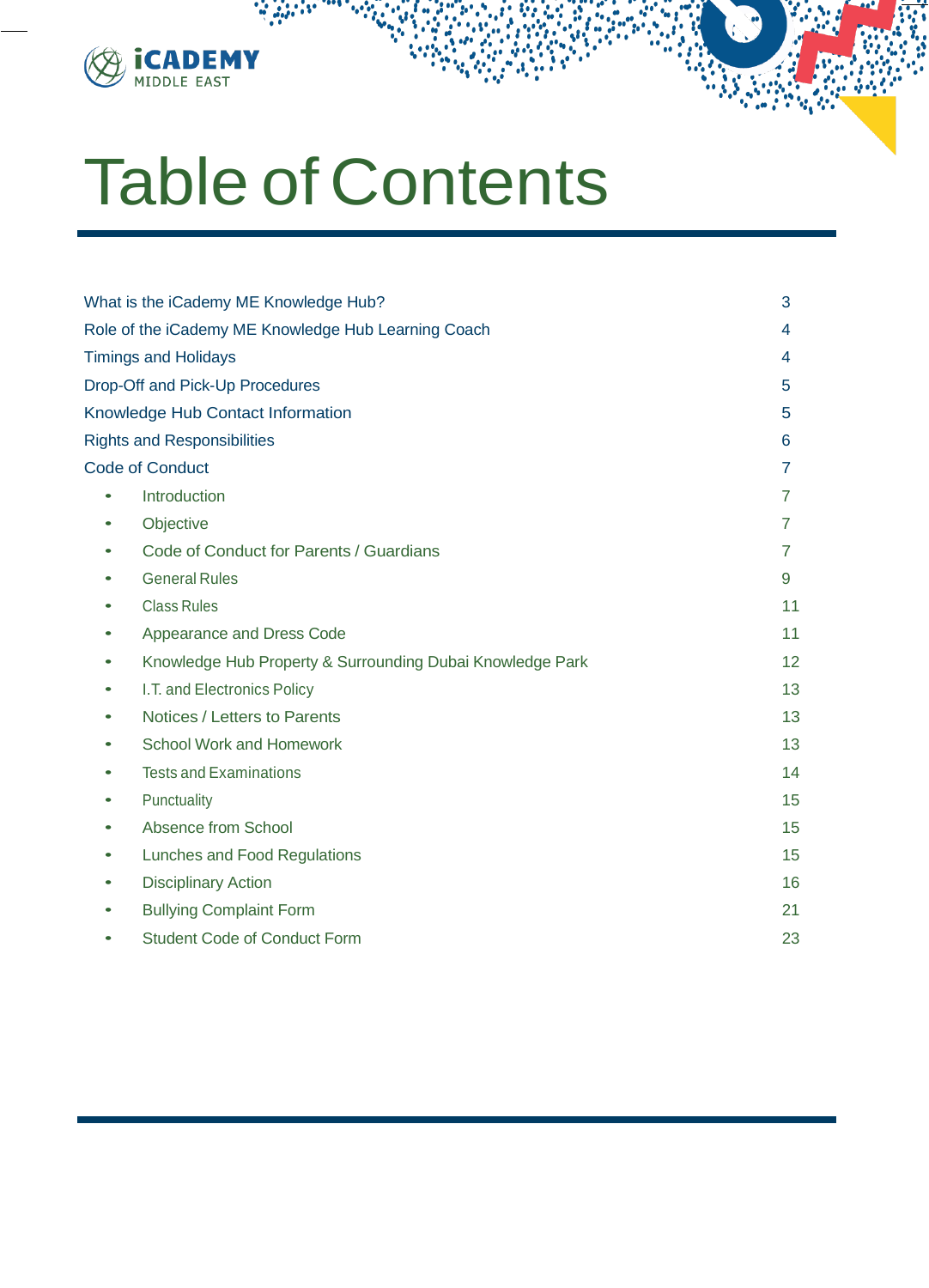iCADEMY MIDDLE EAST

# Table of Contents

| | |
|---|---|
| What is the iCademy ME Knowledge Hub? | 3 |
| Role of the iCademy ME Knowledge Hub Learning Coach | 4 |
| Timings and Holidays | 4 |
| Drop-Off and Pick-Up Procedures | 5 |
| Knowledge Hub Contact Information | 5 |
| Rights and Responsibilities | 6 |
| Code of Conduct | 7 |
| • Introduction | 7 |
| • Objective | 7 |
| • Code of Conduct for Parents / Guardians | 7 |
| • General Rules | 9 |
| • Class Rules | 11 |
| • Appearance and Dress Code | 11 |
| • Knowledge Hub Property & Surrounding Dubai Knowledge Park | 12 |
| • I.T. and Electronics Policy | 13 |
| • Notices / Letters to Parents | 13 |
| • School Work and Homework | 13 |
| • Tests and Examinations | 14 |
| • Punctuality | 15 |
| • Absence from School | 15 |
| • Lunches and Food Regulations | 15 |
| • Disciplinary Action | 16 |
| • Bullying Complaint Form | 21 |
| • Student Code of Conduct Form | 23 |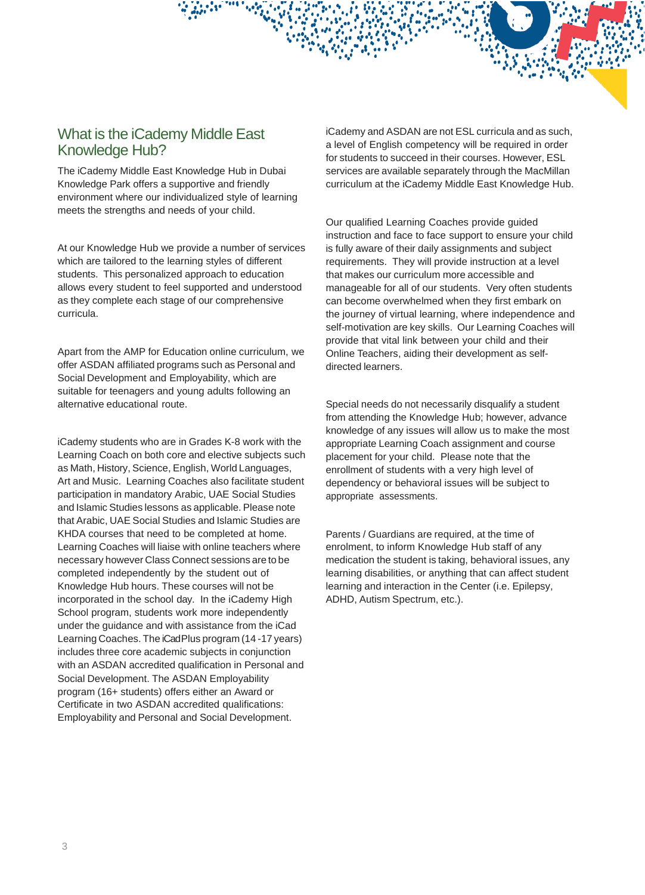## What is the iCademy Middle East Knowledge Hub?

The iCademy Middle East Knowledge Hub in Dubai Knowledge Park offers a supportive and friendly environment where our individualized style of learning meets the strengths and needs of your child.

At our Knowledge Hub we provide a number of services which are tailored to the learning styles of different students. This personalized approach to education allows every student to feel supported and understood as they complete each stage of our comprehensive curricula.

Apart from the AMP for Education online curriculum, we offer ASDAN affiliated programs such as Personal and Social Development and Employability, which are suitable for teenagers and young adults following an alternative educational route.

iCademy students who are in Grades K-8 work with the Learning Coach on both core and elective subjects such as Math, History, Science, English, World Languages, Art and Music. Learning Coaches also facilitate student participation in mandatory Arabic, UAE Social Studies and Islamic Studies lessons as applicable. Please note that Arabic, UAE Social Studies and Islamic Studies are KHDA courses that need to be completed at home. Learning Coaches will liaise with online teachers where necessary however Class Connect sessions are to be completed independently by the student out of Knowledge Hub hours. These courses will not be incorporated in the school day. In the iCademy High School program, students work more independently under the guidance and with assistance from the iCad Learning Coaches. The iCadPlus program (14 -17 years) includes three core academic subjects in conjunction with an ASDAN accredited qualification in Personal and Social Development. The ASDAN Employability program (16+ students) offers either an Award or Certificate in two ASDAN accredited qualifications: Employability and Personal and Social Development.

iCademy and ASDAN are not ESL curricula and as such, a level of English competency will be required in order for students to succeed in their courses. However, ESL services are available separately through the MacMillan curriculum at the iCademy Middle East Knowledge Hub.

Our qualified Learning Coaches provide guided instruction and face to face support to ensure your child is fully aware of their daily assignments and subject requirements. They will provide instruction at a level that makes our curriculum more accessible and manageable for all of our students. Very often students can become overwhelmed when they first embark on the journey of virtual learning, where independence and self-motivation are key skills. Our Learning Coaches will provide that vital link between your child and their Online Teachers, aiding their development as self-directed learners.

Special needs do not necessarily disqualify a student from attending the Knowledge Hub; however, advance knowledge of any issues will allow us to make the most appropriate Learning Coach assignment and course placement for your child. Please note that the enrollment of students with a very high level of dependency or behavioral issues will be subject to appropriate assessments.

Parents / Guardians are required, at the time of enrolment, to inform Knowledge Hub staff of any medication the student is taking, behavioral issues, any learning disabilities, or anything that can affect student learning and interaction in the Center (i.e. Epilepsy, ADHD, Autism Spectrum, etc.).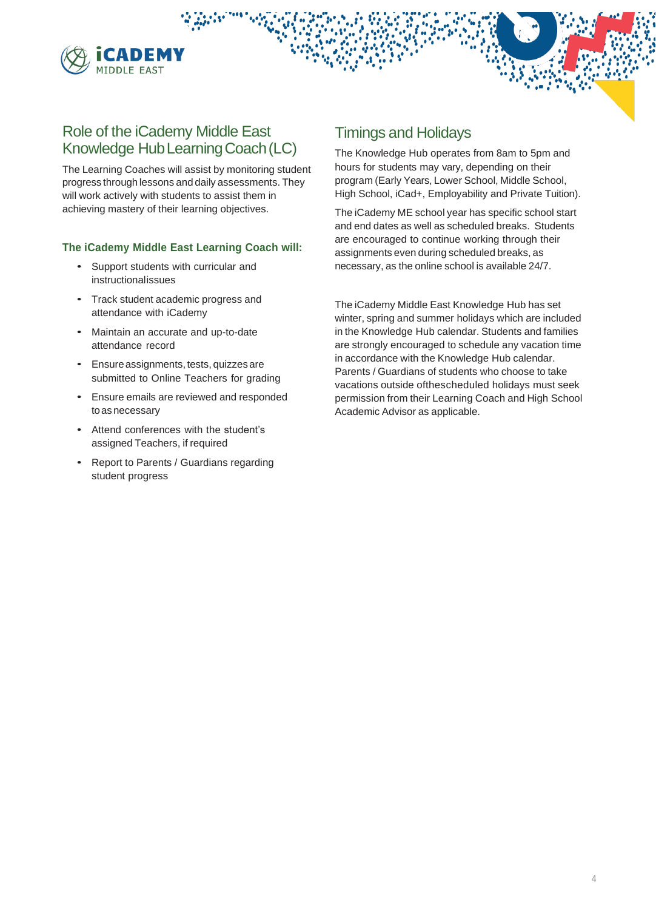## Role of the iCademy Middle East Knowledge Hub Learning Coach (LC)

The Learning Coaches will assist by monitoring student progress through lessons and daily assessments. They will work actively with students to assist them in achieving mastery of their learning objectives.

**The iCademy Middle East Learning Coach will:**

- Support students with curricular and instructionalissues
- Track student academic progress and attendance with iCademy
- Maintain an accurate and up-to-date attendance record
- Ensure assignments, tests, quizzes are submitted to Online Teachers for grading
- Ensure emails are reviewed and responded to as necessary
- Attend conferences with the student's assigned Teachers, if required
- Report to Parents / Guardians regarding student progress

## Timings and Holidays

The Knowledge Hub operates from 8am to 5pm and hours for students may vary, depending on their program (Early Years, Lower School, Middle School, High School, iCad+, Employability and Private Tuition).

The iCademy ME school year has specific school start and end dates as well as scheduled breaks. Students are encouraged to continue working through their assignments even during scheduled breaks, as necessary, as the online school is available 24/7.

The iCademy Middle East Knowledge Hub has set winter, spring and summer holidays which are included in the Knowledge Hub calendar. Students and families are strongly encouraged to schedule any vacation time in accordance with the Knowledge Hub calendar. Parents / Guardians of students who choose to take vacations outside ofthescheduled holidays must seek permission from their Learning Coach and High School Academic Advisor as applicable.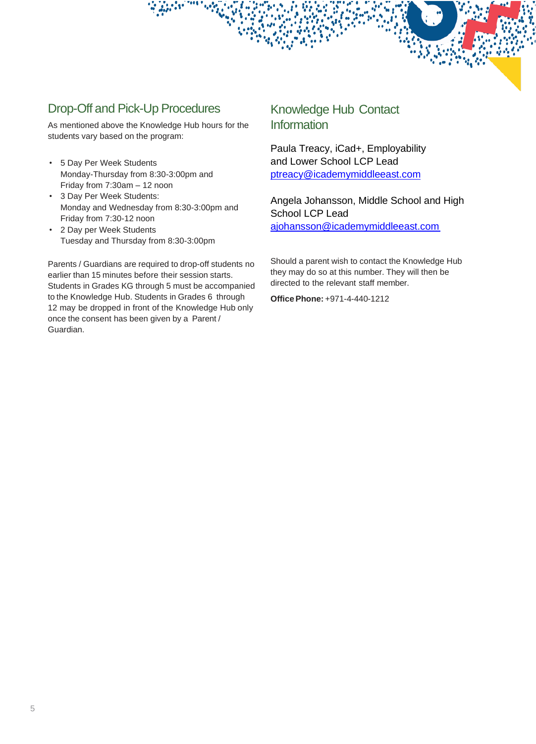## Drop-Off and Pick-Up Procedures

As mentioned above the Knowledge Hub hours for the students vary based on the program:

- 5 Day Per Week Students
  Monday-Thursday from 8:30-3:00pm and
  Friday from 7:30am – 12 noon
- 3 Day Per Week Students:
  Monday and Wednesday from 8:30-3:00pm and
  Friday from 7:30-12 noon
- 2 Day per Week Students
  Tuesday and Thursday from 8:30-3:00pm

Parents / Guardians are required to drop-off students no earlier than 15 minutes before their session starts. Students in Grades KG through 5 must be accompanied to the Knowledge Hub. Students in Grades 6 through 12 may be dropped in front of the Knowledge Hub only once the consent has been given by a Parent / Guardian.

## Knowledge Hub Contact Information

Paula Treacy, iCad+, Employability and Lower School LCP Lead
ptreacy@icademymiddleeast.com

Angela Johansson, Middle School and High School LCP Lead
ajohansson@icademymiddleeast.com

Should a parent wish to contact the Knowledge Hub they may do so at this number. They will then be directed to the relevant staff member.

**Office Phone:** +971-4-440-1212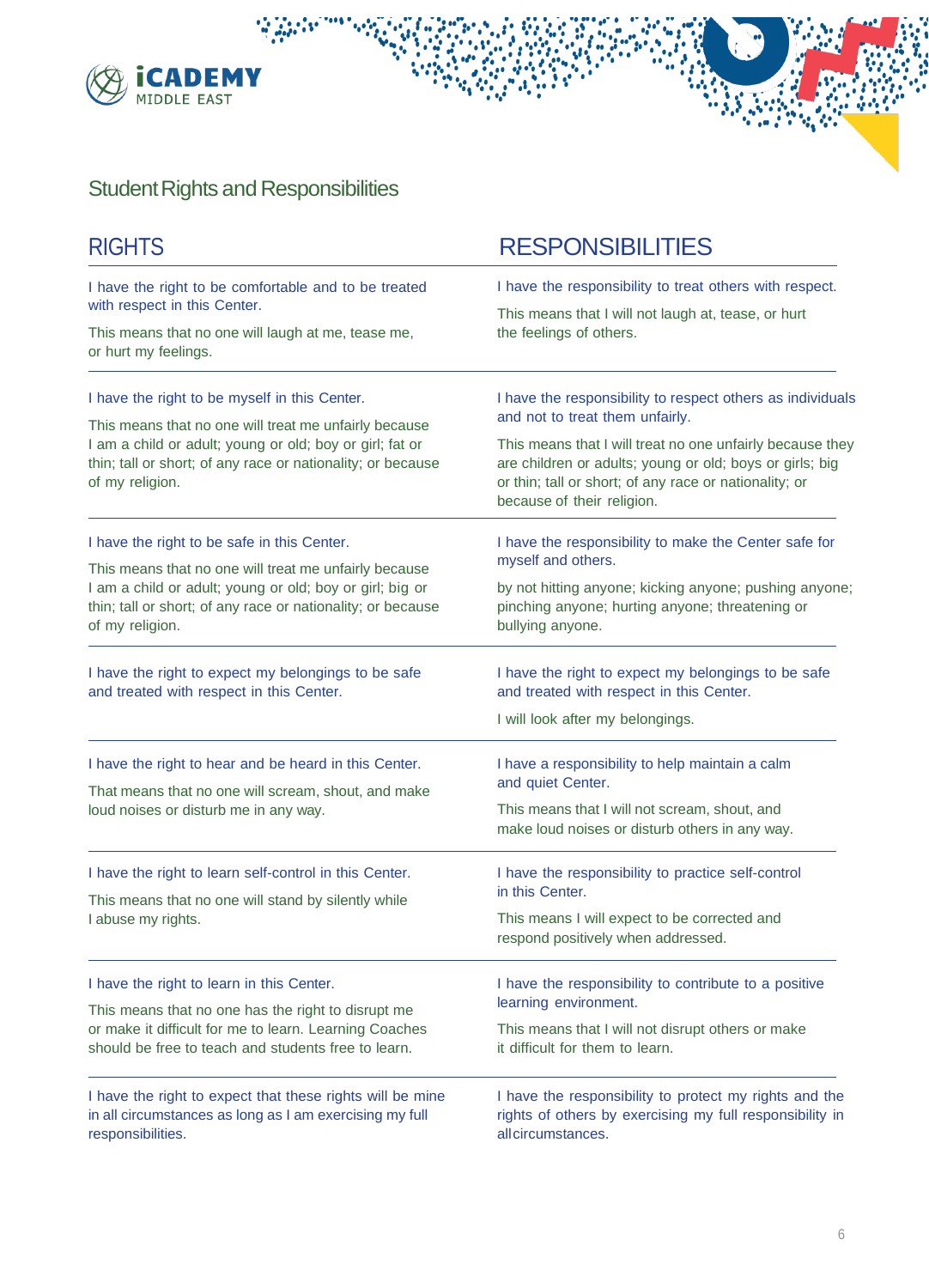## Student Rights and Responsibilities

| RIGHTS | RESPONSIBILITIES |
|---|---|
| I have the right to be comfortable and to be treated with respect in this Center.<br><br>This means that no one will laugh at me, tease me, or hurt my feelings. | I have the responsibility to treat others with respect.<br><br>This means that I will not laugh at, tease, or hurt the feelings of others. |
| I have the right to be myself in this Center.<br><br>This means that no one will treat me unfairly because I am a child or adult; young or old; boy or girl; fat or thin; tall or short; of any race or nationality; or because of my religion. | I have the responsibility to respect others as individuals and not to treat them unfairly.<br><br>This means that I will treat no one unfairly because they are children or adults; young or old; boys or girls; big or thin; tall or short; of any race or nationality; or because of their religion. |
| I have the right to be safe in this Center.<br><br>This means that no one will treat me unfairly because I am a child or adult; young or old; boy or girl; big or thin; tall or short; of any race or nationality; or because of my religion. | I have the responsibility to make the Center safe for myself and others.<br><br>by not hitting anyone; kicking anyone; pushing anyone; pinching anyone; hurting anyone; threatening or bullying anyone. |
| I have the right to expect my belongings to be safe and treated with respect in this Center. | I have the right to expect my belongings to be safe and treated with respect in this Center.<br><br>I will look after my belongings. |
| I have the right to hear and be heard in this Center.<br><br>That means that no one will scream, shout, and make loud noises or disturb me in any way. | I have a responsibility to help maintain a calm and quiet Center.<br><br>This means that I will not scream, shout, and make loud noises or disturb others in any way. |
| I have the right to learn self-control in this Center.<br><br>This means that no one will stand by silently while I abuse my rights. | I have the responsibility to practice self-control in this Center.<br><br>This means I will expect to be corrected and respond positively when addressed. |
| I have the right to learn in this Center.<br><br>This means that no one has the right to disrupt me or make it difficult for me to learn. Learning Coaches should be free to teach and students free to learn. | I have the responsibility to contribute to a positive learning environment.<br><br>This means that I will not disrupt others or make it difficult for them to learn. |
| I have the right to expect that these rights will be mine in all circumstances as long as I am exercising my full responsibilities. | I have the responsibility to protect my rights and the rights of others by exercising my full responsibility in all circumstances. |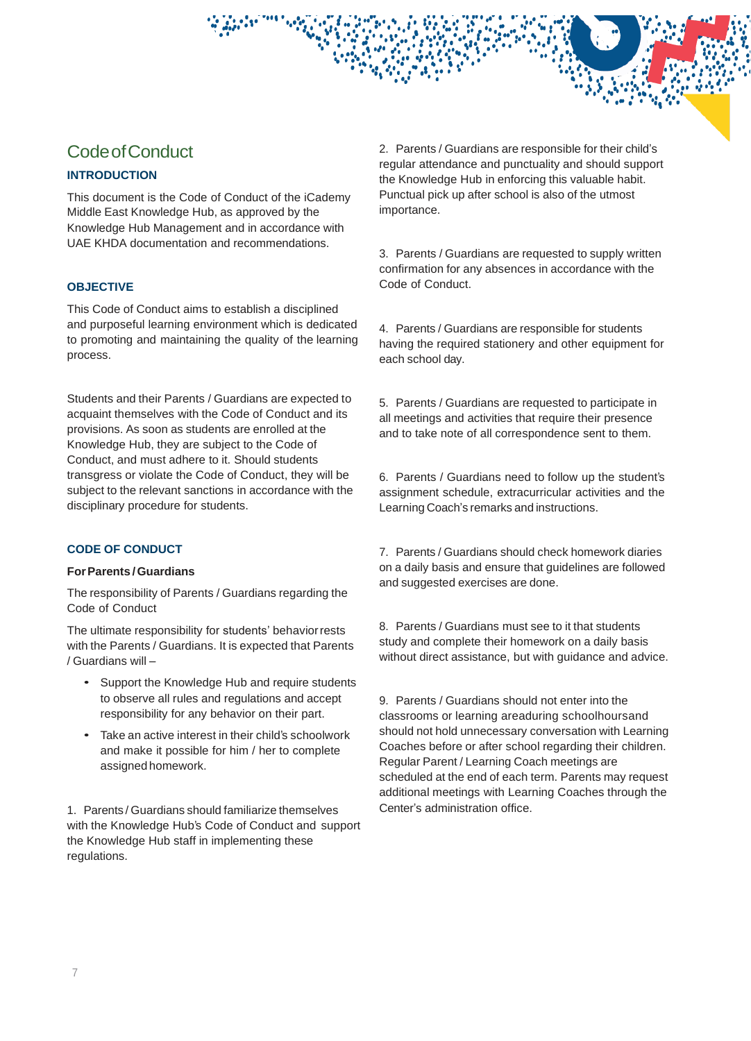# Code of Conduct

## INTRODUCTION

This document is the Code of Conduct of the iCademy Middle East Knowledge Hub, as approved by the Knowledge Hub Management and in accordance with UAE KHDA documentation and recommendations.

## OBJECTIVE

This Code of Conduct aims to establish a disciplined and purposeful learning environment which is dedicated to promoting and maintaining the quality of the learning process.

Students and their Parents / Guardians are expected to acquaint themselves with the Code of Conduct and its provisions. As soon as students are enrolled at the Knowledge Hub, they are subject to the Code of Conduct, and must adhere to it. Should students transgress or violate the Code of Conduct, they will be subject to the relevant sanctions in accordance with the disciplinary procedure for students.

## CODE OF CONDUCT

### For Parents / Guardians

The responsibility of Parents / Guardians regarding the Code of Conduct

The ultimate responsibility for students' behavior rests with the Parents / Guardians. It is expected that Parents / Guardians will –

- Support the Knowledge Hub and require students to observe all rules and regulations and accept responsibility for any behavior on their part.
- Take an active interest in their child's schoolwork and make it possible for him / her to complete assigned homework.

1. Parents / Guardians should familiarize themselves with the Knowledge Hub's Code of Conduct and support the Knowledge Hub staff in implementing these regulations.

2. Parents / Guardians are responsible for their child's regular attendance and punctuality and should support the Knowledge Hub in enforcing this valuable habit. Punctual pick up after school is also of the utmost importance.

3. Parents / Guardians are requested to supply written confirmation for any absences in accordance with the Code of Conduct.

4. Parents / Guardians are responsible for students having the required stationery and other equipment for each school day.

5. Parents / Guardians are requested to participate in all meetings and activities that require their presence and to take note of all correspondence sent to them.

6. Parents / Guardians need to follow up the student's assignment schedule, extracurricular activities and the Learning Coach's remarks and instructions.

7. Parents / Guardians should check homework diaries on a daily basis and ensure that guidelines are followed and suggested exercises are done.

8. Parents / Guardians must see to it that students study and complete their homework on a daily basis without direct assistance, but with guidance and advice.

9. Parents / Guardians should not enter into the classrooms or learning areaduring schoolhoursand should not hold unnecessary conversation with Learning Coaches before or after school regarding their children. Regular Parent / Learning Coach meetings are scheduled at the end of each term. Parents may request additional meetings with Learning Coaches through the Center's administration office.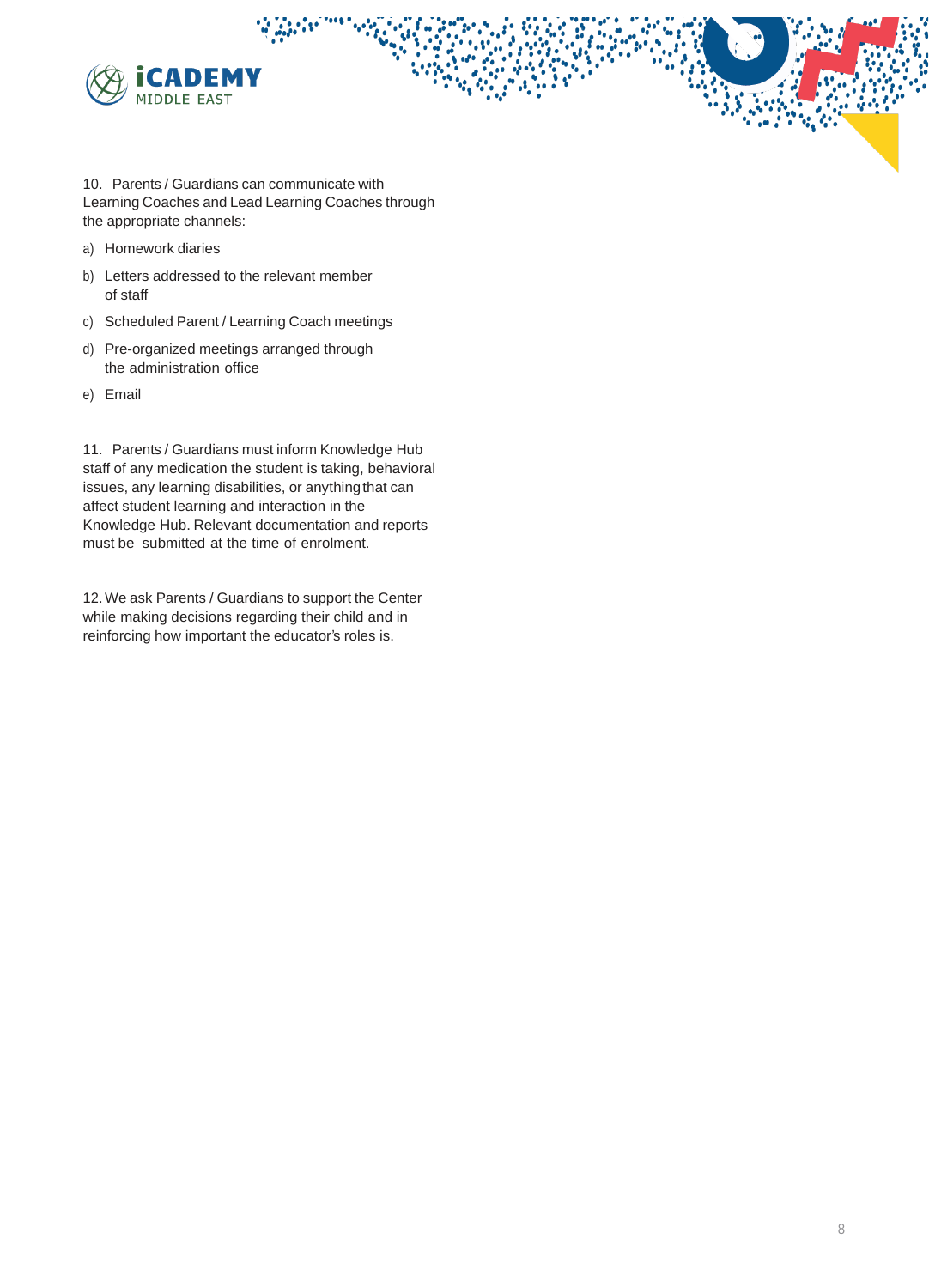10. Parents / Guardians can communicate with Learning Coaches and Lead Learning Coaches through the appropriate channels:

a) Homework diaries

b) Letters addressed to the relevant member of staff

c) Scheduled Parent / Learning Coach meetings

d) Pre-organized meetings arranged through the administration office

e) Email

11. Parents / Guardians must inform Knowledge Hub staff of any medication the student is taking, behavioral issues, any learning disabilities, or anything that can affect student learning and interaction in the Knowledge Hub. Relevant documentation and reports must be submitted at the time of enrolment.

12. We ask Parents / Guardians to support the Center while making decisions regarding their child and in reinforcing how important the educator's roles is.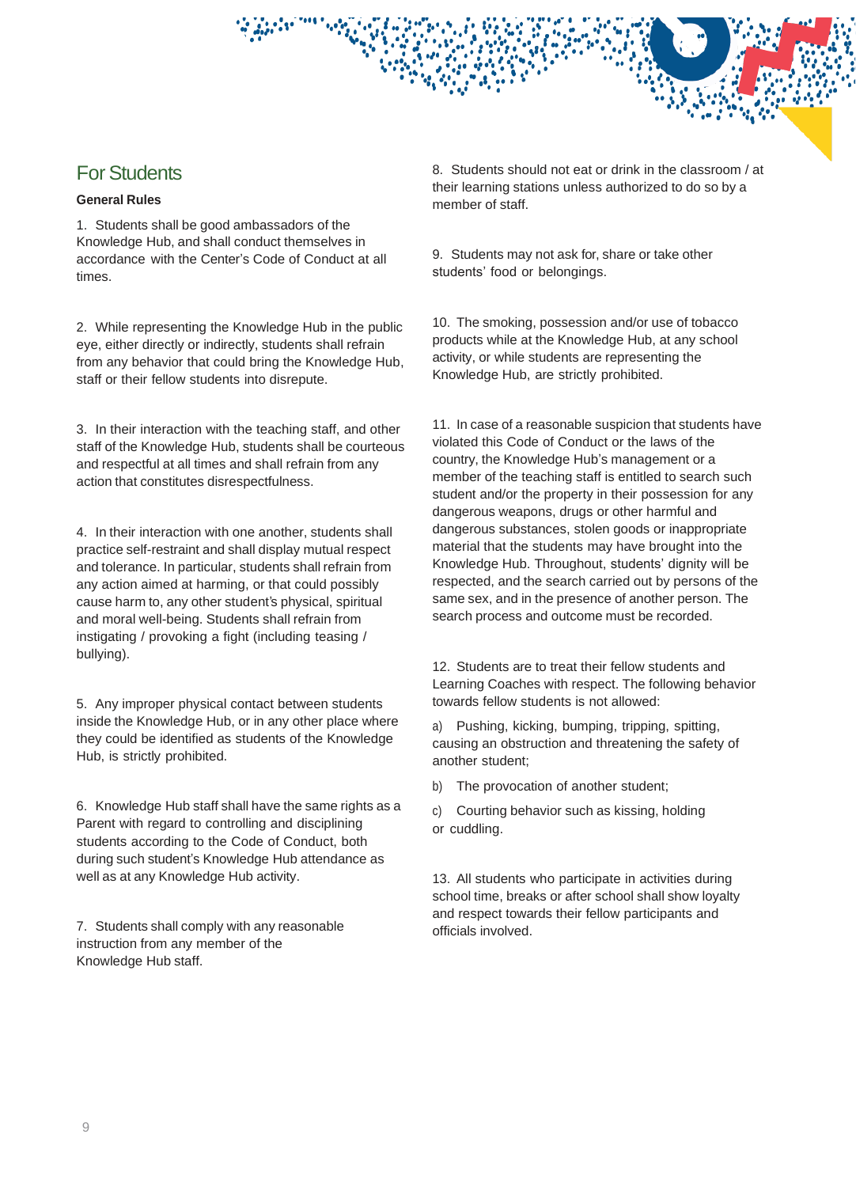## For Students

**General Rules**

1. Students shall be good ambassadors of the Knowledge Hub, and shall conduct themselves in accordance with the Center's Code of Conduct at all times.

2. While representing the Knowledge Hub in the public eye, either directly or indirectly, students shall refrain from any behavior that could bring the Knowledge Hub, staff or their fellow students into disrepute.

3. In their interaction with the teaching staff, and other staff of the Knowledge Hub, students shall be courteous and respectful at all times and shall refrain from any action that constitutes disrespectfulness.

4. In their interaction with one another, students shall practice self-restraint and shall display mutual respect and tolerance. In particular, students shall refrain from any action aimed at harming, or that could possibly cause harm to, any other student's physical, spiritual and moral well-being. Students shall refrain from instigating / provoking a fight (including teasing / bullying).

5. Any improper physical contact between students inside the Knowledge Hub, or in any other place where they could be identified as students of the Knowledge Hub, is strictly prohibited.

6. Knowledge Hub staff shall have the same rights as a Parent with regard to controlling and disciplining students according to the Code of Conduct, both during such student's Knowledge Hub attendance as well as at any Knowledge Hub activity.

7. Students shall comply with any reasonable instruction from any member of the Knowledge Hub staff.

8. Students should not eat or drink in the classroom / at their learning stations unless authorized to do so by a member of staff.

9. Students may not ask for, share or take other students' food or belongings.

10. The smoking, possession and/or use of tobacco products while at the Knowledge Hub, at any school activity, or while students are representing the Knowledge Hub, are strictly prohibited.

11. In case of a reasonable suspicion that students have violated this Code of Conduct or the laws of the country, the Knowledge Hub's management or a member of the teaching staff is entitled to search such student and/or the property in their possession for any dangerous weapons, drugs or other harmful and dangerous substances, stolen goods or inappropriate material that the students may have brought into the Knowledge Hub. Throughout, students' dignity will be respected, and the search carried out by persons of the same sex, and in the presence of another person. The search process and outcome must be recorded.

12. Students are to treat their fellow students and Learning Coaches with respect. The following behavior towards fellow students is not allowed:

a) Pushing, kicking, bumping, tripping, spitting, causing an obstruction and threatening the safety of another student;

b) The provocation of another student;

c) Courting behavior such as kissing, holding or cuddling.

13. All students who participate in activities during school time, breaks or after school shall show loyalty and respect towards their fellow participants and officials involved.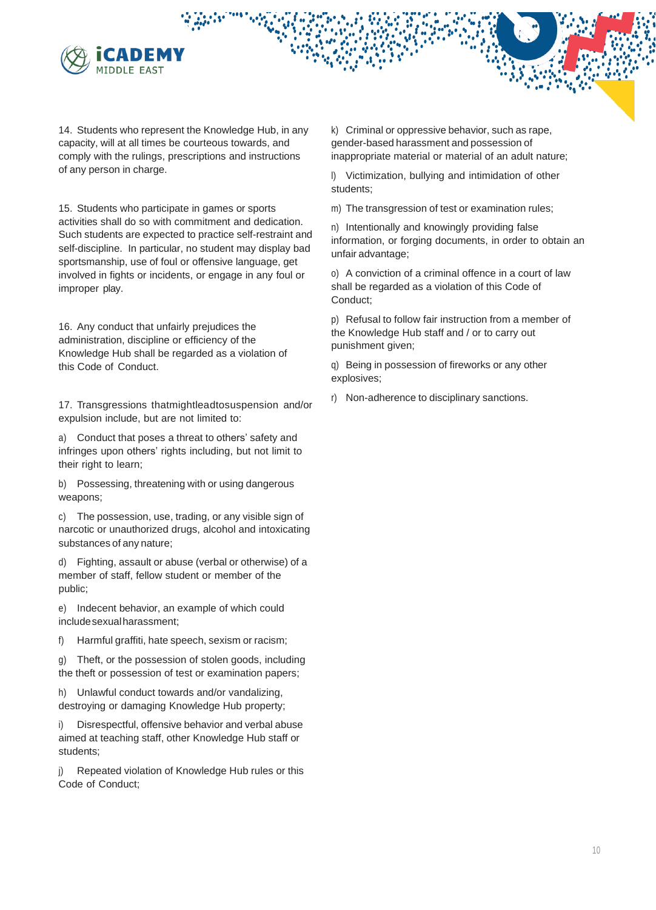14. Students who represent the Knowledge Hub, in any capacity, will at all times be courteous towards, and comply with the rulings, prescriptions and instructions of any person in charge.

15. Students who participate in games or sports activities shall do so with commitment and dedication. Such students are expected to practice self-restraint and self-discipline. In particular, no student may display bad sportsmanship, use of foul or offensive language, get involved in fights or incidents, or engage in any foul or improper play.

16. Any conduct that unfairly prejudices the administration, discipline or efficiency of the Knowledge Hub shall be regarded as a violation of this Code of Conduct.

17. Transgressions thatmightleadtosuspension and/or expulsion include, but are not limited to:

a) Conduct that poses a threat to others' safety and infringes upon others' rights including, but not limit to their right to learn;

b) Possessing, threatening with or using dangerous weapons;

c) The possession, use, trading, or any visible sign of narcotic or unauthorized drugs, alcohol and intoxicating substances of any nature;

d) Fighting, assault or abuse (verbal or otherwise) of a member of staff, fellow student or member of the public;

e) Indecent behavior, an example of which could includesexualharassment;

f) Harmful graffiti, hate speech, sexism or racism;

g) Theft, or the possession of stolen goods, including the theft or possession of test or examination papers;

h) Unlawful conduct towards and/or vandalizing, destroying or damaging Knowledge Hub property;

i) Disrespectful, offensive behavior and verbal abuse aimed at teaching staff, other Knowledge Hub staff or students;

j) Repeated violation of Knowledge Hub rules or this Code of Conduct;

k) Criminal or oppressive behavior, such as rape, gender-based harassment and possession of inappropriate material or material of an adult nature;

l) Victimization, bullying and intimidation of other students;

m) The transgression of test or examination rules;

n) Intentionally and knowingly providing false information, or forging documents, in order to obtain an unfair advantage;

o) A conviction of a criminal offence in a court of law shall be regarded as a violation of this Code of Conduct;

p) Refusal to follow fair instruction from a member of the Knowledge Hub staff and / or to carry out punishment given;

q) Being in possession of fireworks or any other explosives;

r) Non-adherence to disciplinary sanctions.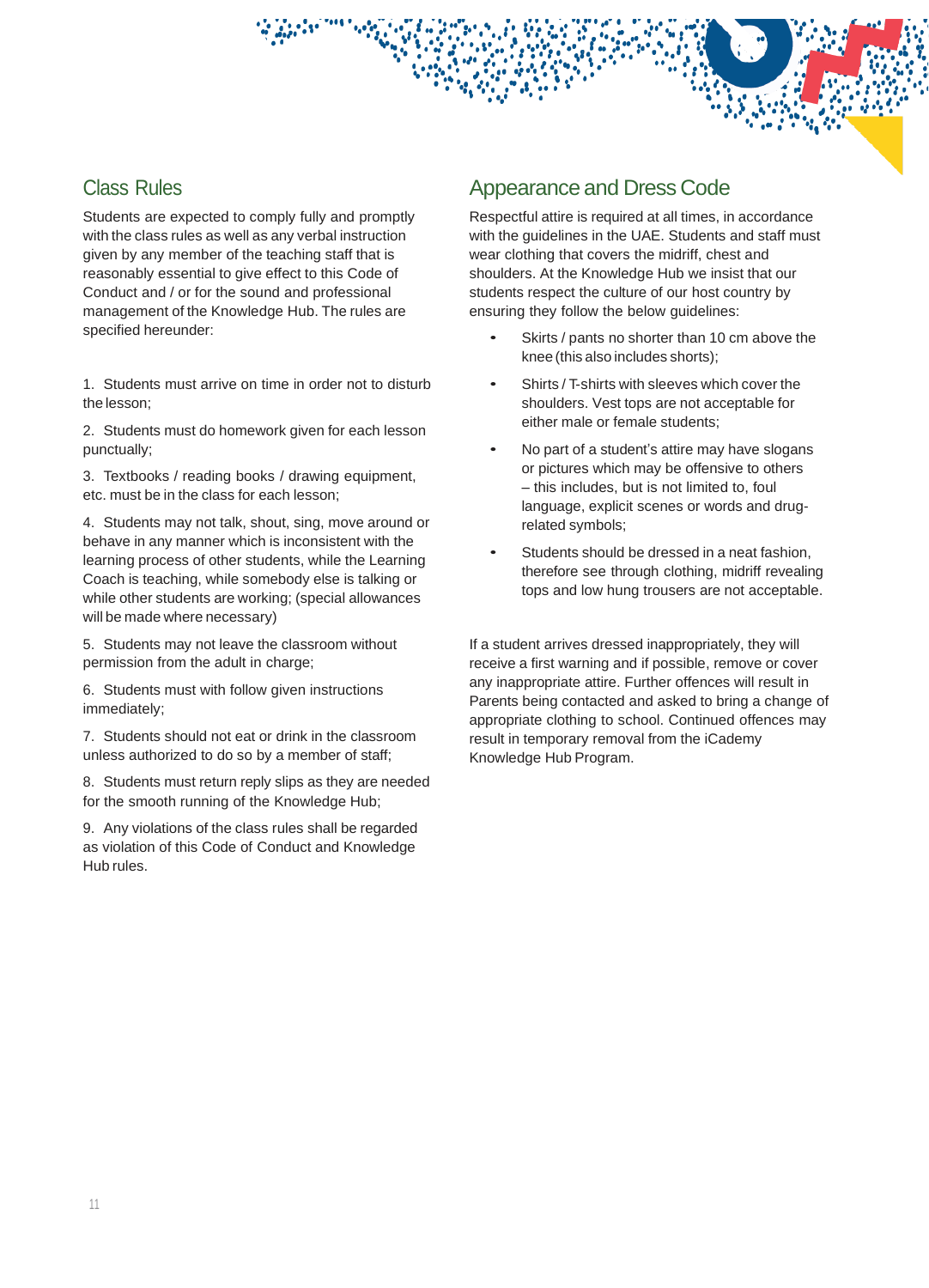## Class Rules

Students are expected to comply fully and promptly with the class rules as well as any verbal instruction given by any member of the teaching staff that is reasonably essential to give effect to this Code of Conduct and / or for the sound and professional management of the Knowledge Hub. The rules are specified hereunder:

1. Students must arrive on time in order not to disturb the lesson;
2. Students must do homework given for each lesson punctually;
3. Textbooks / reading books / drawing equipment, etc. must be in the class for each lesson;
4. Students may not talk, shout, sing, move around or behave in any manner which is inconsistent with the learning process of other students, while the Learning Coach is teaching, while somebody else is talking or while other students are working; (special allowances will be made where necessary)
5. Students may not leave the classroom without permission from the adult in charge;
6. Students must with follow given instructions immediately;
7. Students should not eat or drink in the classroom unless authorized to do so by a member of staff;
8. Students must return reply slips as they are needed for the smooth running of the Knowledge Hub;
9. Any violations of the class rules shall be regarded as violation of this Code of Conduct and Knowledge Hub rules.

## Appearance and Dress Code

Respectful attire is required at all times, in accordance with the guidelines in the UAE. Students and staff must wear clothing that covers the midriff, chest and shoulders. At the Knowledge Hub we insist that our students respect the culture of our host country by ensuring they follow the below guidelines:

- Skirts / pants no shorter than 10 cm above the knee (this also includes shorts);
- Shirts / T-shirts with sleeves which cover the shoulders. Vest tops are not acceptable for either male or female students;
- No part of a student's attire may have slogans or pictures which may be offensive to others – this includes, but is not limited to, foul language, explicit scenes or words and drug-related symbols;
- Students should be dressed in a neat fashion, therefore see through clothing, midriff revealing tops and low hung trousers are not acceptable.

If a student arrives dressed inappropriately, they will receive a first warning and if possible, remove or cover any inappropriate attire. Further offences will result in Parents being contacted and asked to bring a change of appropriate clothing to school. Continued offences may result in temporary removal from the iCademy Knowledge Hub Program.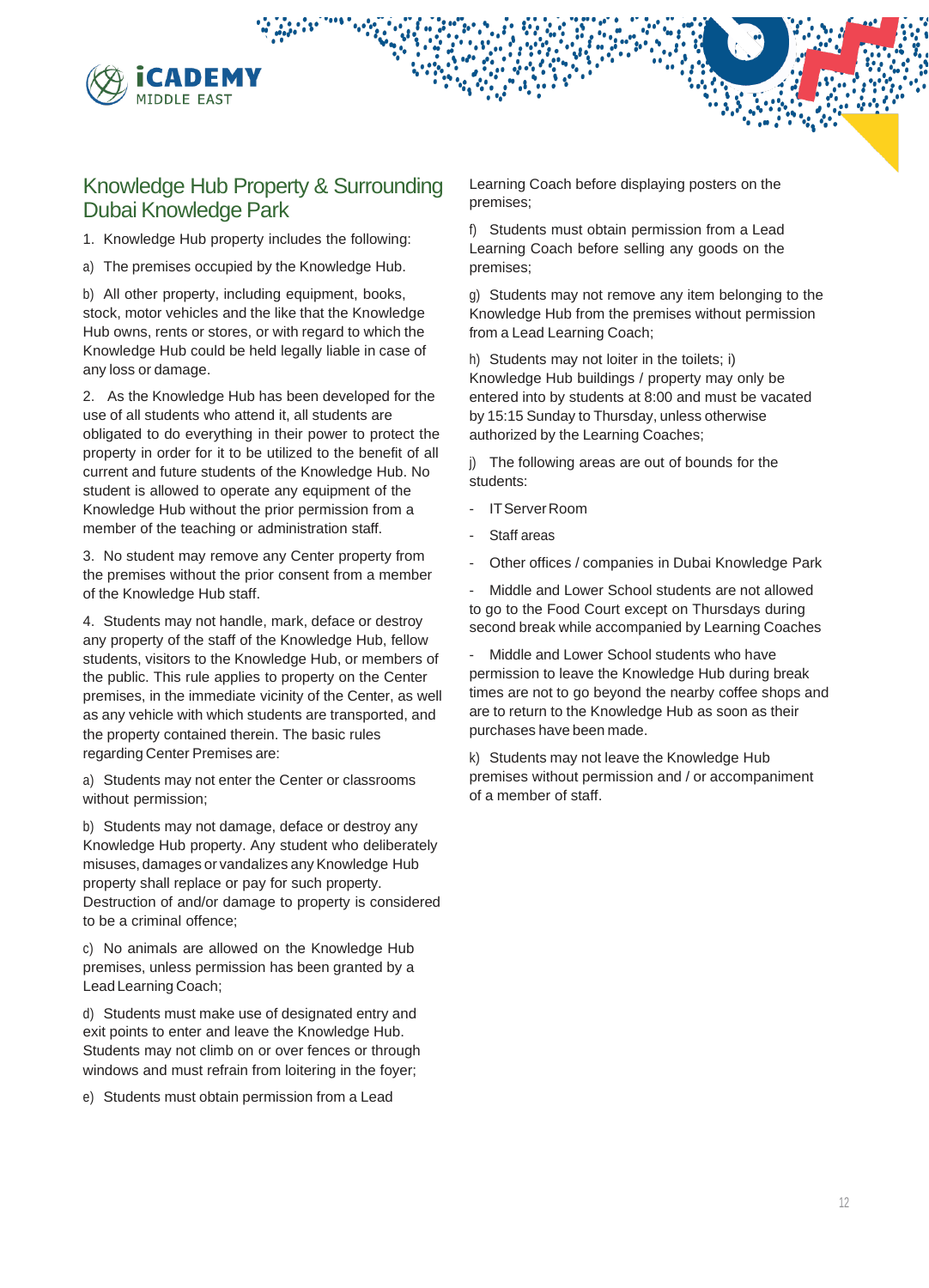## Knowledge Hub Property & Surrounding Dubai Knowledge Park

1. Knowledge Hub property includes the following:

a) The premises occupied by the Knowledge Hub.

b) All other property, including equipment, books, stock, motor vehicles and the like that the Knowledge Hub owns, rents or stores, or with regard to which the Knowledge Hub could be held legally liable in case of any loss or damage.

2. As the Knowledge Hub has been developed for the use of all students who attend it, all students are obligated to do everything in their power to protect the property in order for it to be utilized to the benefit of all current and future students of the Knowledge Hub. No student is allowed to operate any equipment of the Knowledge Hub without the prior permission from a member of the teaching or administration staff.

3. No student may remove any Center property from the premises without the prior consent from a member of the Knowledge Hub staff.

4. Students may not handle, mark, deface or destroy any property of the staff of the Knowledge Hub, fellow students, visitors to the Knowledge Hub, or members of the public. This rule applies to property on the Center premises, in the immediate vicinity of the Center, as well as any vehicle with which students are transported, and the property contained therein. The basic rules regarding Center Premises are:

a) Students may not enter the Center or classrooms without permission;

b) Students may not damage, deface or destroy any Knowledge Hub property. Any student who deliberately misuses, damages or vandalizes any Knowledge Hub property shall replace or pay for such property. Destruction of and/or damage to property is considered to be a criminal offence;

c) No animals are allowed on the Knowledge Hub premises, unless permission has been granted by a Lead Learning Coach;

d) Students must make use of designated entry and exit points to enter and leave the Knowledge Hub. Students may not climb on or over fences or through windows and must refrain from loitering in the foyer;

e) Students must obtain permission from a Lead Learning Coach before displaying posters on the premises;

f) Students must obtain permission from a Lead Learning Coach before selling any goods on the premises;

g) Students may not remove any item belonging to the Knowledge Hub from the premises without permission from a Lead Learning Coach;

h) Students may not loiter in the toilets; i) Knowledge Hub buildings / property may only be entered into by students at 8:00 and must be vacated by 15:15 Sunday to Thursday, unless otherwise authorized by the Learning Coaches;

j) The following areas are out of bounds for the students:

- IT Server Room
- Staff areas
- Other offices / companies in Dubai Knowledge Park
- Middle and Lower School students are not allowed to go to the Food Court except on Thursdays during second break while accompanied by Learning Coaches
- Middle and Lower School students who have permission to leave the Knowledge Hub during break times are not to go beyond the nearby coffee shops and are to return to the Knowledge Hub as soon as their purchases have been made.

k) Students may not leave the Knowledge Hub premises without permission and / or accompaniment of a member of staff.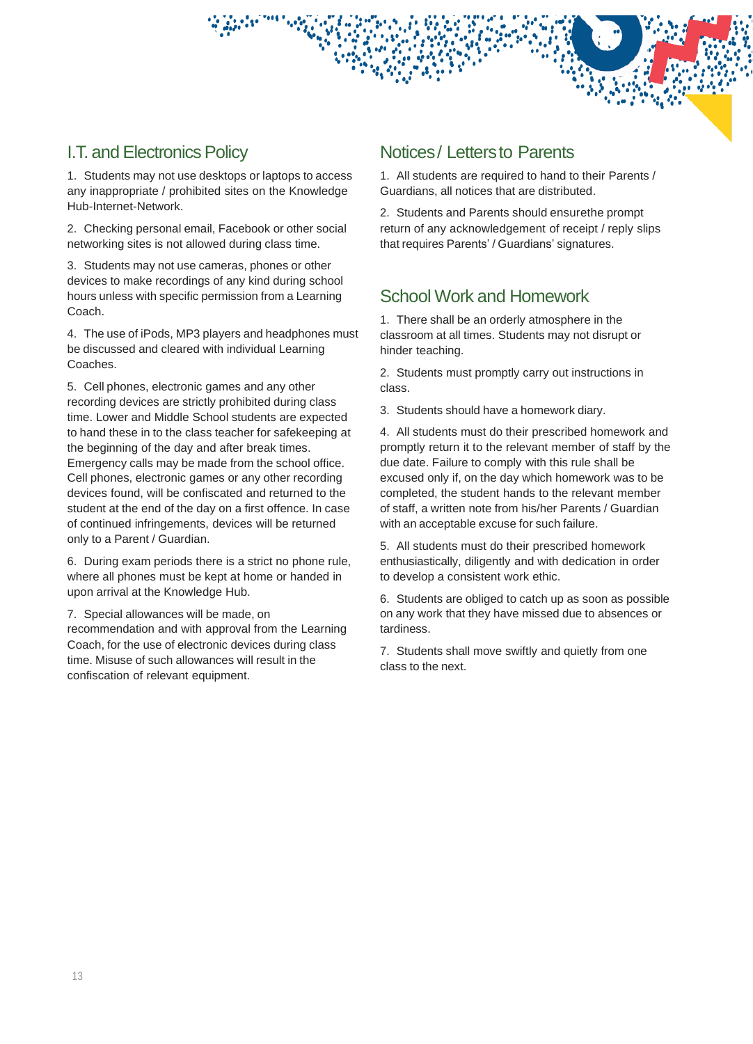## I.T. and Electronics Policy

1. Students may not use desktops or laptops to access any inappropriate / prohibited sites on the Knowledge Hub-Internet-Network.

2. Checking personal email, Facebook or other social networking sites is not allowed during class time.

3. Students may not use cameras, phones or other devices to make recordings of any kind during school hours unless with specific permission from a Learning Coach.

4. The use of iPods, MP3 players and headphones must be discussed and cleared with individual Learning Coaches.

5. Cell phones, electronic games and any other recording devices are strictly prohibited during class time. Lower and Middle School students are expected to hand these in to the class teacher for safekeeping at the beginning of the day and after break times. Emergency calls may be made from the school office. Cell phones, electronic games or any other recording devices found, will be confiscated and returned to the student at the end of the day on a first offence. In case of continued infringements, devices will be returned only to a Parent / Guardian.

6. During exam periods there is a strict no phone rule, where all phones must be kept at home or handed in upon arrival at the Knowledge Hub.

7. Special allowances will be made, on recommendation and with approval from the Learning Coach, for the use of electronic devices during class time. Misuse of such allowances will result in the confiscation of relevant equipment.

## Notices / Letters to Parents

1. All students are required to hand to their Parents / Guardians, all notices that are distributed.

2. Students and Parents should ensurethe prompt return of any acknowledgement of receipt / reply slips that requires Parents' / Guardians' signatures.

## School Work and Homework

1. There shall be an orderly atmosphere in the classroom at all times. Students may not disrupt or hinder teaching.

2. Students must promptly carry out instructions in class.

3. Students should have a homework diary.

4. All students must do their prescribed homework and promptly return it to the relevant member of staff by the due date. Failure to comply with this rule shall be excused only if, on the day which homework was to be completed, the student hands to the relevant member of staff, a written note from his/her Parents / Guardian with an acceptable excuse for such failure.

5. All students must do their prescribed homework enthusiastically, diligently and with dedication in order to develop a consistent work ethic.

6. Students are obliged to catch up as soon as possible on any work that they have missed due to absences or tardiness.

7. Students shall move swiftly and quietly from one class to the next.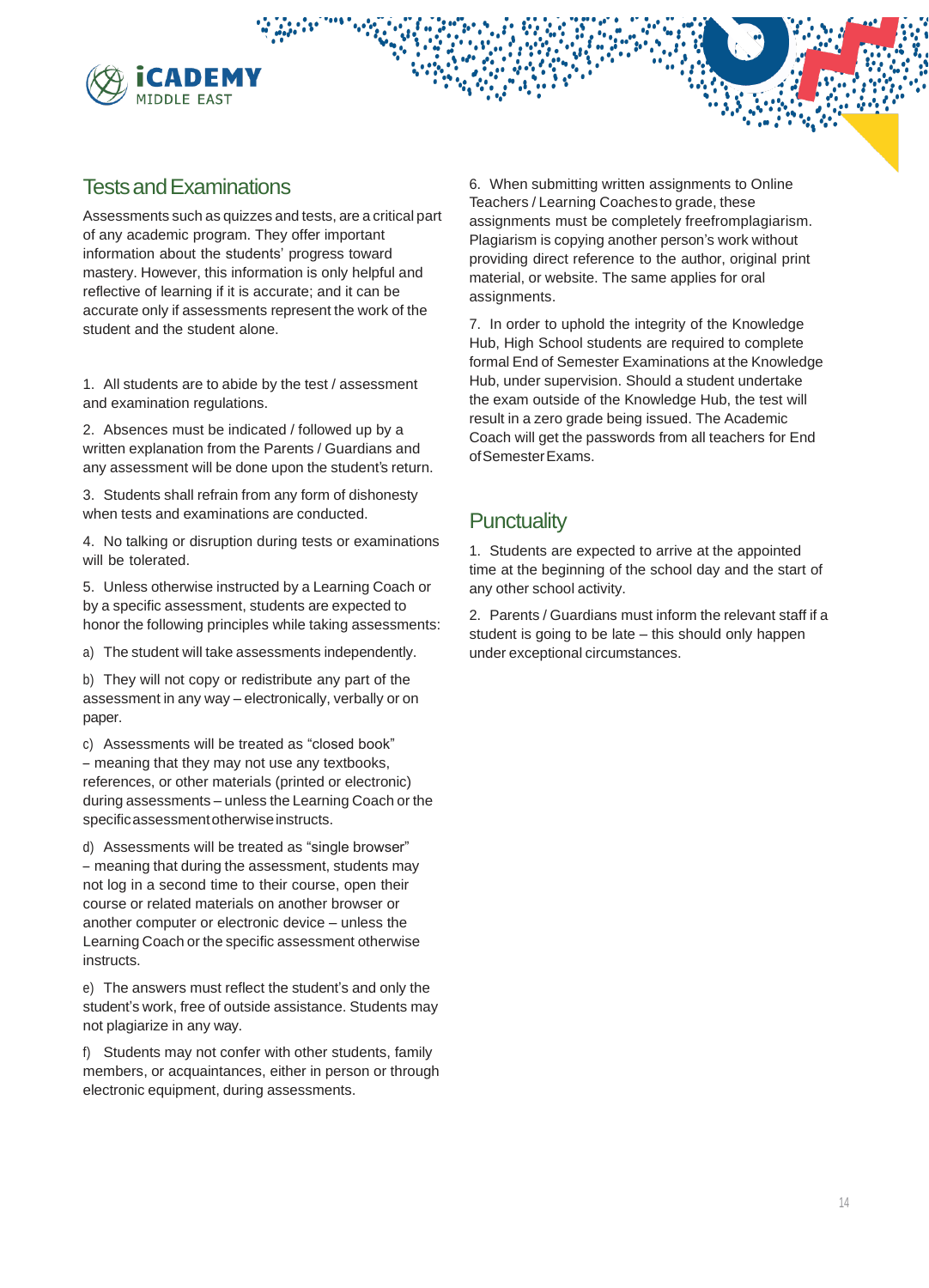## Tests and Examinations

Assessments such as quizzes and tests, are a critical part of any academic program. They offer important information about the students' progress toward mastery. However, this information is only helpful and reflective of learning if it is accurate; and it can be accurate only if assessments represent the work of the student and the student alone.

1. All students are to abide by the test / assessment and examination regulations.

2. Absences must be indicated / followed up by a written explanation from the Parents / Guardians and any assessment will be done upon the student's return.

3. Students shall refrain from any form of dishonesty when tests and examinations are conducted.

4. No talking or disruption during tests or examinations will be tolerated.

5. Unless otherwise instructed by a Learning Coach or by a specific assessment, students are expected to honor the following principles while taking assessments:

a) The student will take assessments independently.

b) They will not copy or redistribute any part of the assessment in any way – electronically, verbally or on paper.

c) Assessments will be treated as "closed book" – meaning that they may not use any textbooks, references, or other materials (printed or electronic) during assessments – unless the Learning Coach or the specific assessment otherwise instructs.

d) Assessments will be treated as "single browser" – meaning that during the assessment, students may not log in a second time to their course, open their course or related materials on another browser or another computer or electronic device – unless the Learning Coach or the specific assessment otherwise instructs.

e) The answers must reflect the student's and only the student's work, free of outside assistance. Students may not plagiarize in any way.

f) Students may not confer with other students, family members, or acquaintances, either in person or through electronic equipment, during assessments.

6. When submitting written assignments to Online Teachers / Learning Coaches to grade, these assignments must be completely free from plagiarism. Plagiarism is copying another person's work without providing direct reference to the author, original print material, or website. The same applies for oral assignments.

7. In order to uphold the integrity of the Knowledge Hub, High School students are required to complete formal End of Semester Examinations at the Knowledge Hub, under supervision. Should a student undertake the exam outside of the Knowledge Hub, the test will result in a zero grade being issued. The Academic Coach will get the passwords from all teachers for End of Semester Exams.

## Punctuality

1. Students are expected to arrive at the appointed time at the beginning of the school day and the start of any other school activity.

2. Parents / Guardians must inform the relevant staff if a student is going to be late – this should only happen under exceptional circumstances.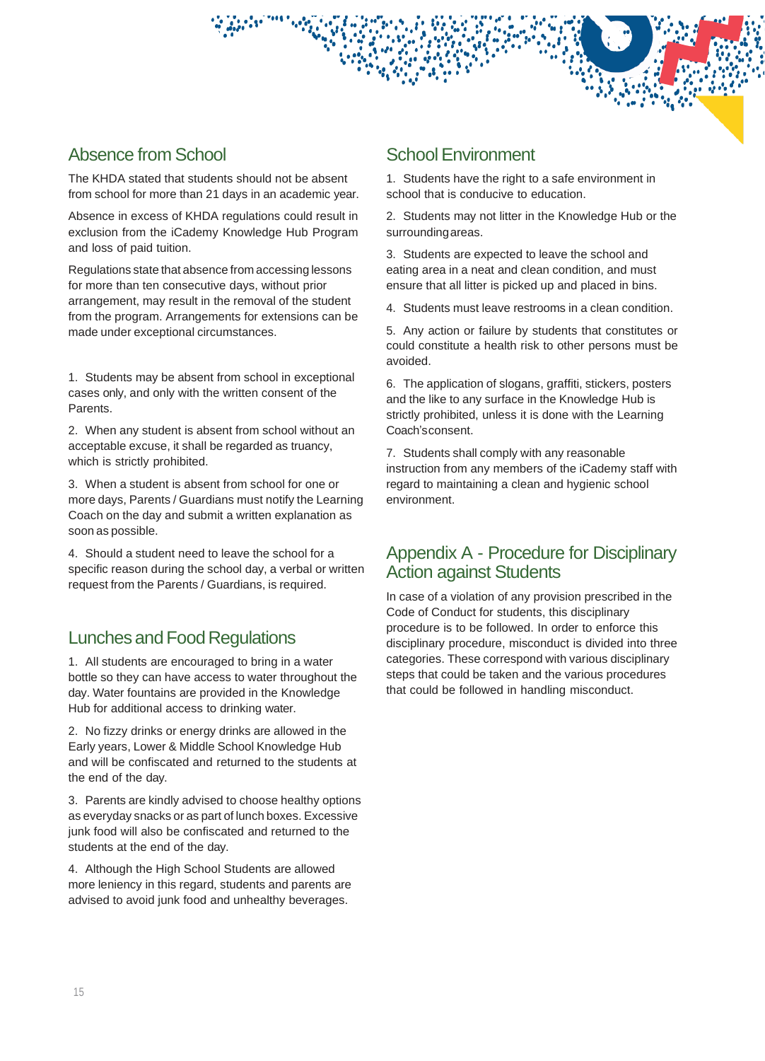## Absence from School

The KHDA stated that students should not be absent from school for more than 21 days in an academic year.

Absence in excess of KHDA regulations could result in exclusion from the iCademy Knowledge Hub Program and loss of paid tuition.

Regulations state that absence from accessing lessons for more than ten consecutive days, without prior arrangement, may result in the removal of the student from the program. Arrangements for extensions can be made under exceptional circumstances.

1. Students may be absent from school in exceptional cases only, and only with the written consent of the Parents.

2. When any student is absent from school without an acceptable excuse, it shall be regarded as truancy, which is strictly prohibited.

3. When a student is absent from school for one or more days, Parents / Guardians must notify the Learning Coach on the day and submit a written explanation as soon as possible.

4. Should a student need to leave the school for a specific reason during the school day, a verbal or written request from the Parents / Guardians, is required.

## Lunches and Food Regulations

1. All students are encouraged to bring in a water bottle so they can have access to water throughout the day. Water fountains are provided in the Knowledge Hub for additional access to drinking water.

2. No fizzy drinks or energy drinks are allowed in the Early years, Lower & Middle School Knowledge Hub and will be confiscated and returned to the students at the end of the day.

3. Parents are kindly advised to choose healthy options as everyday snacks or as part of lunch boxes. Excessive junk food will also be confiscated and returned to the students at the end of the day.

4. Although the High School Students are allowed more leniency in this regard, students and parents are advised to avoid junk food and unhealthy beverages.

## School Environment

1. Students have the right to a safe environment in school that is conducive to education.

2. Students may not litter in the Knowledge Hub or the surrounding areas.

3. Students are expected to leave the school and eating area in a neat and clean condition, and must ensure that all litter is picked up and placed in bins.

4. Students must leave restrooms in a clean condition.

5. Any action or failure by students that constitutes or could constitute a health risk to other persons must be avoided.

6. The application of slogans, graffiti, stickers, posters and the like to any surface in the Knowledge Hub is strictly prohibited, unless it is done with the Learning Coach's consent.

7. Students shall comply with any reasonable instruction from any members of the iCademy staff with regard to maintaining a clean and hygienic school environment.

## Appendix A - Procedure for Disciplinary Action against Students

In case of a violation of any provision prescribed in the Code of Conduct for students, this disciplinary procedure is to be followed. In order to enforce this disciplinary procedure, misconduct is divided into three categories. These correspond with various disciplinary steps that could be taken and the various procedures that could be followed in handling misconduct.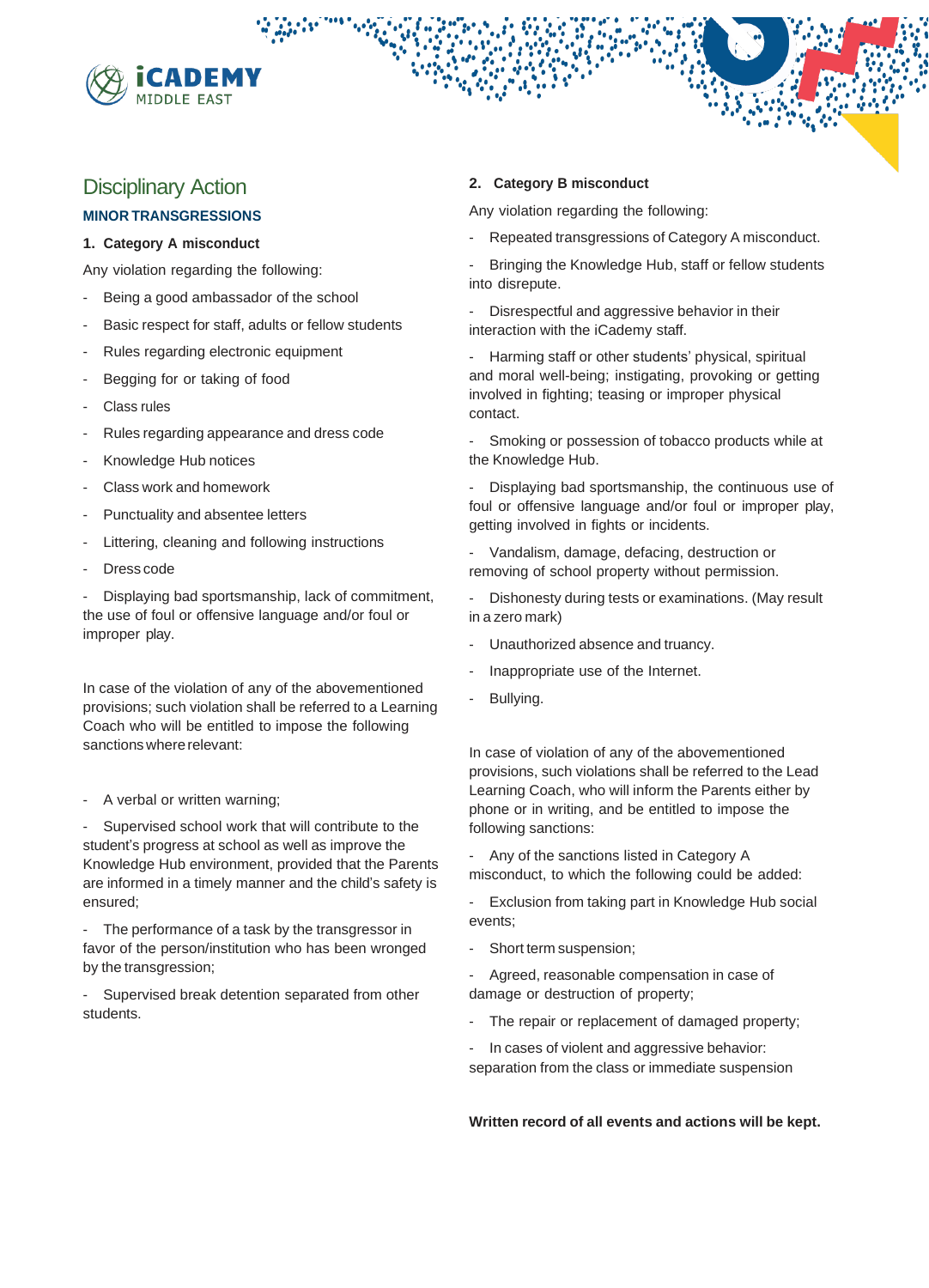# Disciplinary Action

## MINOR TRANSGRESSIONS

### 1. Category A misconduct

Any violation regarding the following:

- Being a good ambassador of the school
- Basic respect for staff, adults or fellow students
- Rules regarding electronic equipment
- Begging for or taking of food
- Class rules
- Rules regarding appearance and dress code
- Knowledge Hub notices
- Class work and homework
- Punctuality and absentee letters
- Littering, cleaning and following instructions
- Dress code
- Displaying bad sportsmanship, lack of commitment, the use of foul or offensive language and/or foul or improper play.

In case of the violation of any of the abovementioned provisions; such violation shall be referred to a Learning Coach who will be entitled to impose the following sanctions where relevant:

- A verbal or written warning;
- Supervised school work that will contribute to the student's progress at school as well as improve the Knowledge Hub environment, provided that the Parents are informed in a timely manner and the child's safety is ensured;
- The performance of a task by the transgressor in favor of the person/institution who has been wronged by the transgression;
- Supervised break detention separated from other students.

### 2. Category B misconduct

Any violation regarding the following:

- Repeated transgressions of Category A misconduct.
- Bringing the Knowledge Hub, staff or fellow students into disrepute.
- Disrespectful and aggressive behavior in their interaction with the iCademy staff.
- Harming staff or other students' physical, spiritual and moral well-being; instigating, provoking or getting involved in fighting; teasing or improper physical contact.
- Smoking or possession of tobacco products while at the Knowledge Hub.
- Displaying bad sportsmanship, the continuous use of foul or offensive language and/or foul or improper play, getting involved in fights or incidents.
- Vandalism, damage, defacing, destruction or removing of school property without permission.
- Dishonesty during tests or examinations. (May result in a zero mark)
- Unauthorized absence and truancy.
- Inappropriate use of the Internet.
- Bullying.

In case of violation of any of the abovementioned provisions, such violations shall be referred to the Lead Learning Coach, who will inform the Parents either by phone or in writing, and be entitled to impose the following sanctions:

- Any of the sanctions listed in Category A misconduct, to which the following could be added:
- Exclusion from taking part in Knowledge Hub social events;
- Short term suspension;
- Agreed, reasonable compensation in case of damage or destruction of property;
- The repair or replacement of damaged property;
- In cases of violent and aggressive behavior: separation from the class or immediate suspension

**Written record of all events and actions will be kept.**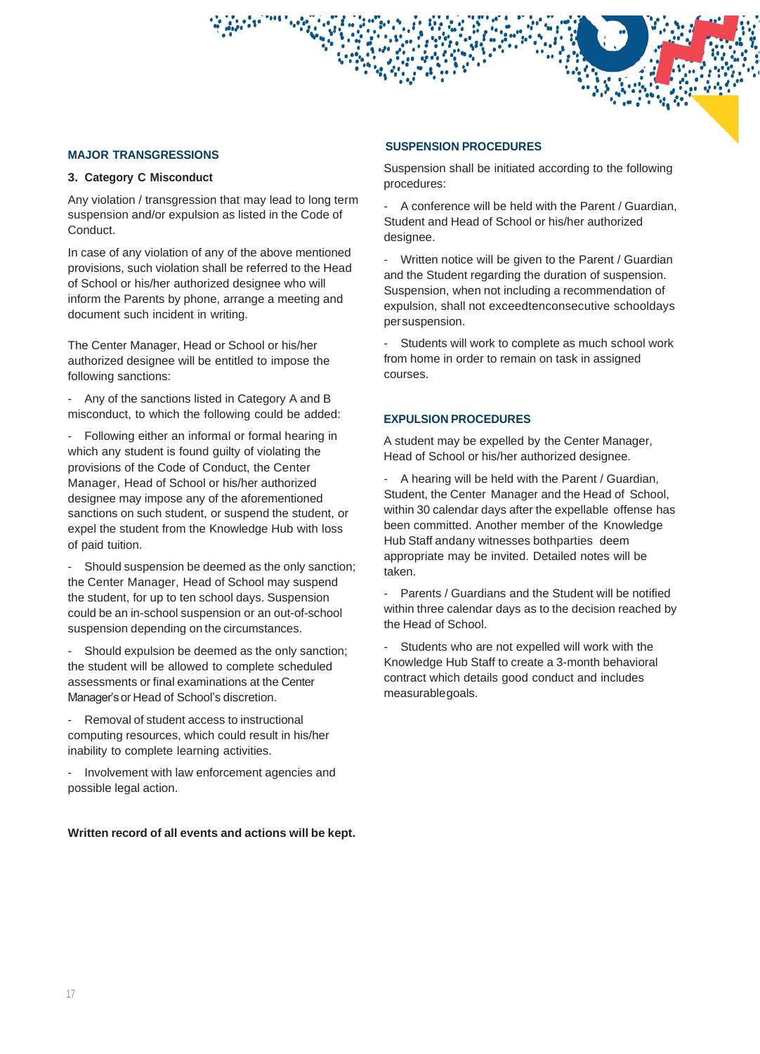## MAJOR TRANSGRESSIONS

### 3. Category C Misconduct

Any violation / transgression that may lead to long term suspension and/or expulsion as listed in the Code of Conduct.

In case of any violation of any of the above mentioned provisions, such violation shall be referred to the Head of School or his/her authorized designee who will inform the Parents by phone, arrange a meeting and document such incident in writing.

The Center Manager, Head or School or his/her authorized designee will be entitled to impose the following sanctions:

- Any of the sanctions listed in Category A and B misconduct, to which the following could be added:
- Following either an informal or formal hearing in which any student is found guilty of violating the provisions of the Code of Conduct, the Center Manager, Head of School or his/her authorized designee may impose any of the aforementioned sanctions on such student, or suspend the student, or expel the student from the Knowledge Hub with loss of paid tuition.
- Should suspension be deemed as the only sanction; the Center Manager, Head of School may suspend the student, for up to ten school days. Suspension could be an in-school suspension or an out-of-school suspension depending on the circumstances.
- Should expulsion be deemed as the only sanction; the student will be allowed to complete scheduled assessments or final examinations at the Center Manager's or Head of School's discretion.
- Removal of student access to instructional computing resources, which could result in his/her inability to complete learning activities.
- Involvement with law enforcement agencies and possible legal action.

**Written record of all events and actions will be kept.**

## SUSPENSION PROCEDURES

Suspension shall be initiated according to the following procedures:

- A conference will be held with the Parent / Guardian, Student and Head of School or his/her authorized designee.
- Written notice will be given to the Parent / Guardian and the Student regarding the duration of suspension. Suspension, when not including a recommendation of expulsion, shall not exceedtenconsecutive schooldays persuspension.
- Students will work to complete as much school work from home in order to remain on task in assigned courses.

## EXPULSION PROCEDURES

A student may be expelled by the Center Manager, Head of School or his/her authorized designee.

- A hearing will be held with the Parent / Guardian, Student, the Center Manager and the Head of School, within 30 calendar days after the expellable offense has been committed. Another member of the Knowledge Hub Staff andany witnesses bothparties deem appropriate may be invited. Detailed notes will be taken.
- Parents / Guardians and the Student will be notified within three calendar days as to the decision reached by the Head of School.
- Students who are not expelled will work with the Knowledge Hub Staff to create a 3-month behavioral contract which details good conduct and includes measurablegoals.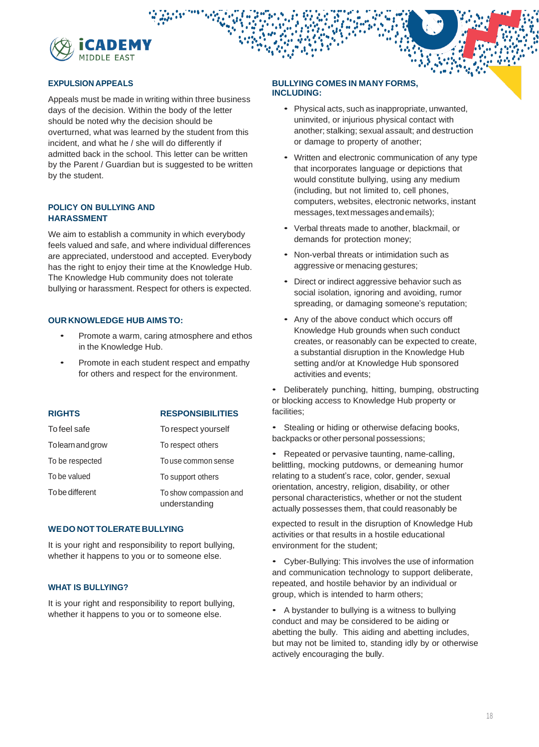## EXPULSION APPEALS

Appeals must be made in writing within three business days of the decision. Within the body of the letter should be noted why the decision should be overturned, what was learned by the student from this incident, and what he / she will do differently if admitted back in the school. This letter can be written by the Parent / Guardian but is suggested to be written by the student.

## POLICY ON BULLYING AND HARASSMENT

We aim to establish a community in which everybody feels valued and safe, and where individual differences are appreciated, understood and accepted. Everybody has the right to enjoy their time at the Knowledge Hub. The Knowledge Hub community does not tolerate bullying or harassment. Respect for others is expected.

## OUR KNOWLEDGE HUB AIMS TO:

- Promote a warm, caring atmosphere and ethos in the Knowledge Hub.
- Promote in each student respect and empathy for others and respect for the environment.

| RIGHTS | RESPONSIBILITIES |
| --- | --- |
| To feel safe | To respect yourself |
| To learn and grow | To respect others |
| To be respected | To use common sense |
| To be valued | To support others |
| To be different | To show compassion and understanding |

## WE DO NOT TOLERATE BULLYING

It is your right and responsibility to report bullying, whether it happens to you or to someone else.

## WHAT IS BULLYING?

It is your right and responsibility to report bullying, whether it happens to you or to someone else.

## BULLYING COMES IN MANY FORMS, INCLUDING:

- Physical acts, such as inappropriate, unwanted, uninvited, or injurious physical contact with another; stalking; sexual assault; and destruction or damage to property of another;
- Written and electronic communication of any type that incorporates language or depictions that would constitute bullying, using any medium (including, but not limited to, cell phones, computers, websites, electronic networks, instant messages, text messages and emails);
- Verbal threats made to another, blackmail, or demands for protection money;
- Non-verbal threats or intimidation such as aggressive or menacing gestures;
- Direct or indirect aggressive behavior such as social isolation, ignoring and avoiding, rumor spreading, or damaging someone's reputation;
- Any of the above conduct which occurs off Knowledge Hub grounds when such conduct creates, or reasonably can be expected to create, a substantial disruption in the Knowledge Hub setting and/or at Knowledge Hub sponsored activities and events;
- Deliberately punching, hitting, bumping, obstructing or blocking access to Knowledge Hub property or facilities;
- Stealing or hiding or otherwise defacing books, backpacks or other personal possessions;
- Repeated or pervasive taunting, name-calling, belittling, mocking putdowns, or demeaning humor relating to a student's race, color, gender, sexual orientation, ancestry, religion, disability, or other personal characteristics, whether or not the student actually possesses them, that could reasonably be expected to result in the disruption of Knowledge Hub activities or that results in a hostile educational environment for the student;
- Cyber-Bullying: This involves the use of information and communication technology to support deliberate, repeated, and hostile behavior by an individual or group, which is intended to harm others;
- A bystander to bullying is a witness to bullying conduct and may be considered to be aiding or abetting the bully. This aiding and abetting includes, but may not be limited to, standing idly by or otherwise actively encouraging the bully.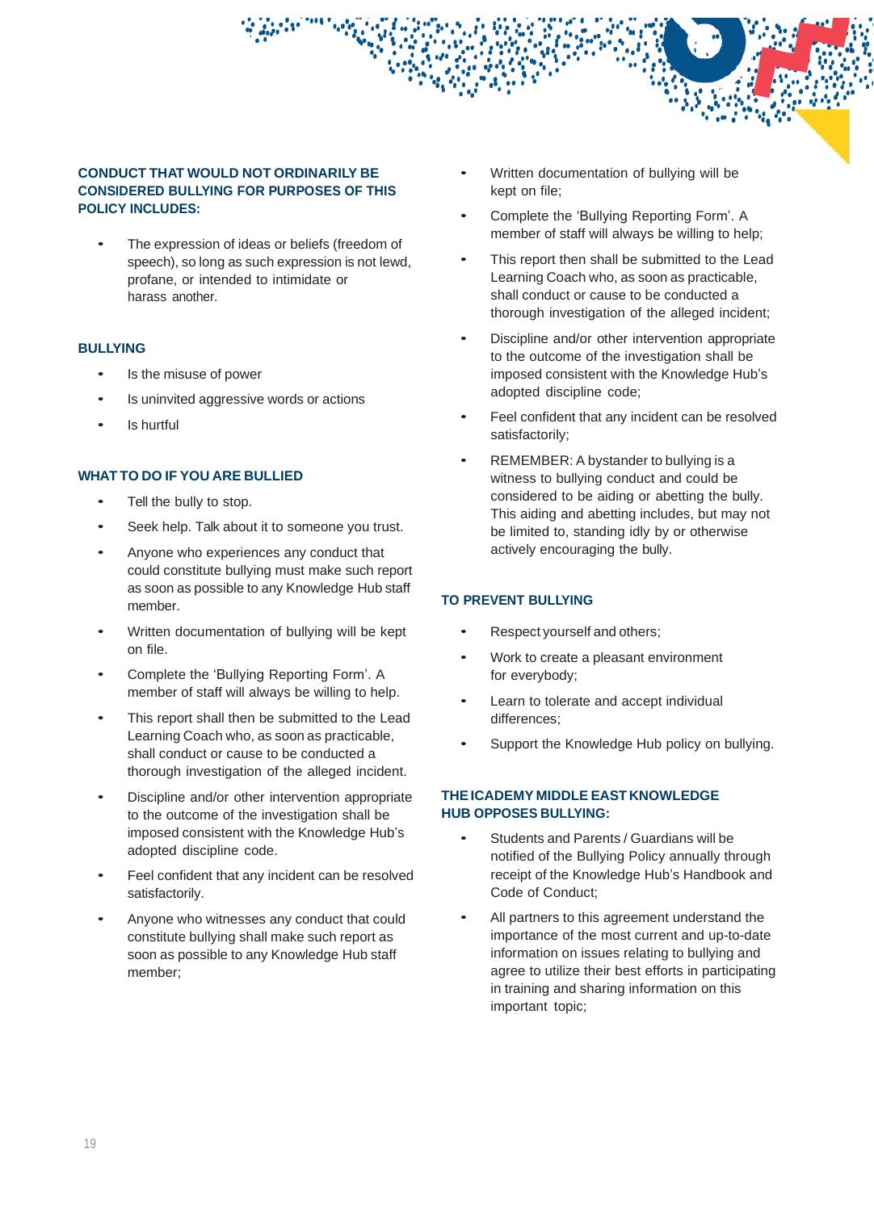### CONDUCT THAT WOULD NOT ORDINARILY BE CONSIDERED BULLYING FOR PURPOSES OF THIS POLICY INCLUDES:

- The expression of ideas or beliefs (freedom of speech), so long as such expression is not lewd, profane, or intended to intimidate or harass another.

### BULLYING

- Is the misuse of power
- Is uninvited aggressive words or actions
- Is hurtful

### WHAT TO DO IF YOU ARE BULLIED

- Tell the bully to stop.
- Seek help. Talk about it to someone you trust.
- Anyone who experiences any conduct that could constitute bullying must make such report as soon as possible to any Knowledge Hub staff member.
- Written documentation of bullying will be kept on file.
- Complete the 'Bullying Reporting Form'. A member of staff will always be willing to help.
- This report shall then be submitted to the Lead Learning Coach who, as soon as practicable, shall conduct or cause to be conducted a thorough investigation of the alleged incident.
- Discipline and/or other intervention appropriate to the outcome of the investigation shall be imposed consistent with the Knowledge Hub's adopted discipline code.
- Feel confident that any incident can be resolved satisfactorily.
- Anyone who witnesses any conduct that could constitute bullying shall make such report as soon as possible to any Knowledge Hub staff member;
- Written documentation of bullying will be kept on file;
- Complete the 'Bullying Reporting Form'. A member of staff will always be willing to help;
- This report then shall be submitted to the Lead Learning Coach who, as soon as practicable, shall conduct or cause to be conducted a thorough investigation of the alleged incident;
- Discipline and/or other intervention appropriate to the outcome of the investigation shall be imposed consistent with the Knowledge Hub's adopted discipline code;
- Feel confident that any incident can be resolved satisfactorily;
- REMEMBER: A bystander to bullying is a witness to bullying conduct and could be considered to be aiding or abetting the bully. This aiding and abetting includes, but may not be limited to, standing idly by or otherwise actively encouraging the bully.

### TO PREVENT BULLYING

- Respect yourself and others;
- Work to create a pleasant environment for everybody;
- Learn to tolerate and accept individual differences;
- Support the Knowledge Hub policy on bullying.

### THE ICADEMY MIDDLE EAST KNOWLEDGE HUB OPPOSES BULLYING:

- Students and Parents / Guardians will be notified of the Bullying Policy annually through receipt of the Knowledge Hub's Handbook and Code of Conduct;
- All partners to this agreement understand the importance of the most current and up-to-date information on issues relating to bullying and agree to utilize their best efforts in participating in training and sharing information on this important topic;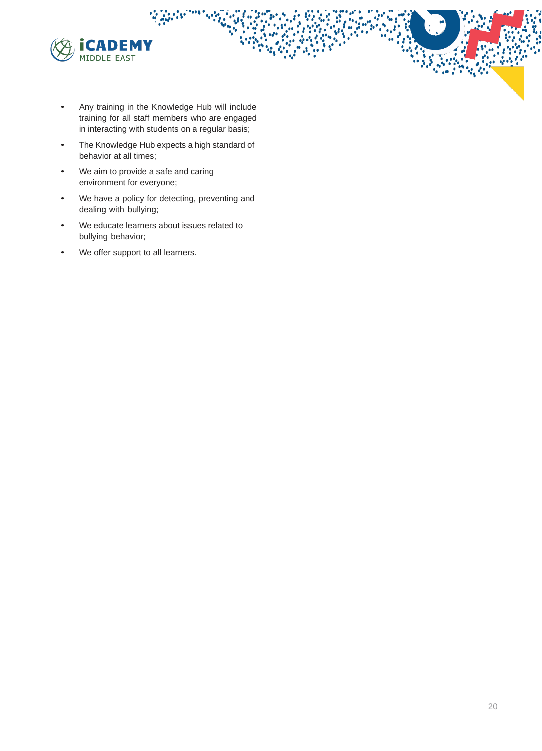- Any training in the Knowledge Hub will include training for all staff members who are engaged in interacting with students on a regular basis;
- The Knowledge Hub expects a high standard of behavior at all times;
- We aim to provide a safe and caring environment for everyone;
- We have a policy for detecting, preventing and dealing with bullying;
- We educate learners about issues related to bullying behavior;
- We offer support to all learners.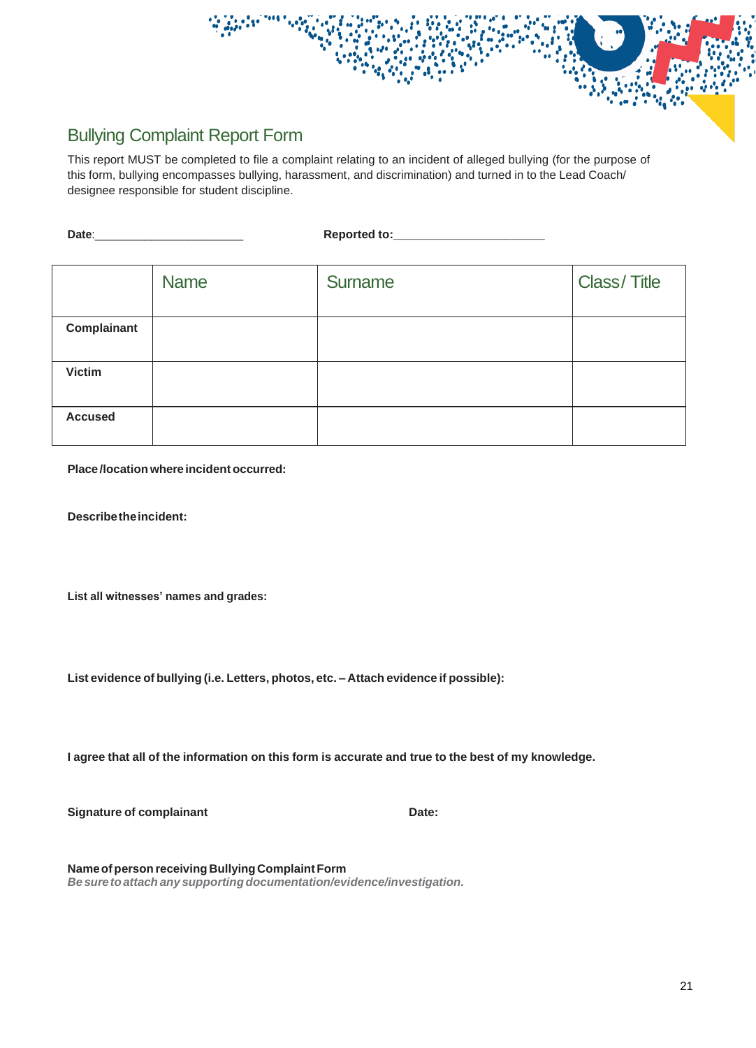## Bullying Complaint Report Form

This report MUST be completed to file a complaint relating to an incident of alleged bullying (for the purpose of this form, bullying encompasses bullying, harassment, and discrimination) and turned in to the Lead Coach/ designee responsible for student discipline.

**Date**:_______________________ **Reported to:**_______________________

| | Name | Surname | Class/ Title |
|---|---|---|---|
| **Complainant** | | | |
| **Victim** | | | |
| **Accused** | | | |

**Place /location where incident occurred:**

**Describe the incident:**

**List all witnesses' names and grades:**

**List evidence of bullying (i.e. Letters, photos, etc. – Attach evidence if possible):**

**I agree that all of the information on this form is accurate and true to the best of my knowledge.**

**Signature of complainant** **Date:**

**Name of person receiving Bullying Complaint Form**
***Be sure to attach any supporting documentation/evidence/investigation.***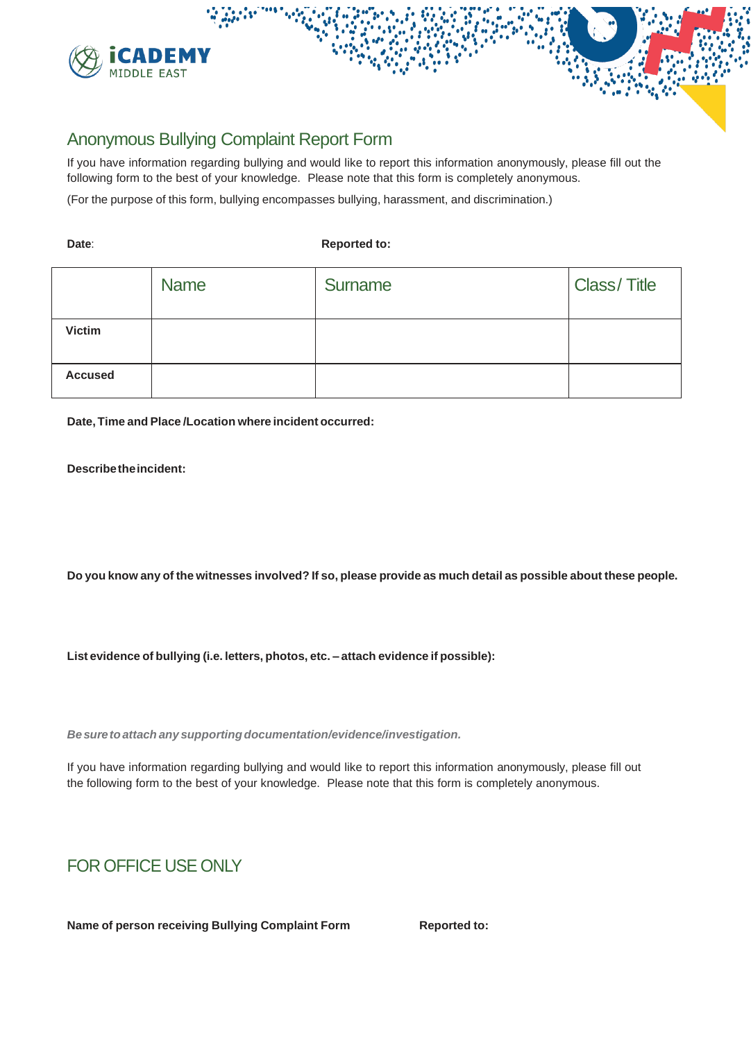## Anonymous Bullying Complaint Report Form

If you have information regarding bullying and would like to report this information anonymously, please fill out the following form to the best of your knowledge. Please note that this form is completely anonymous.

(For the purpose of this form, bullying encompasses bullying, harassment, and discrimination.)

**Date**: **Reported to:**

| | Name | Surname | Class/ Title |
|---|---|---|---|
| **Victim** | | | |
| **Accused** | | | |

**Date, Time and Place /Location where incident occurred:**

**Describe the incident:**

**Do you know any of the witnesses involved? If so, please provide as much detail as possible about these people.**

**List evidence of bullying (i.e. letters, photos, etc. – attach evidence if possible):**

***Be sure to attach any supporting documentation/evidence/investigation.***

If you have information regarding bullying and would like to report this information anonymously, please fill out the following form to the best of your knowledge. Please note that this form is completely anonymous.

## FOR OFFICE USE ONLY

**Name of person receiving Bullying Complaint Form** **Reported to:**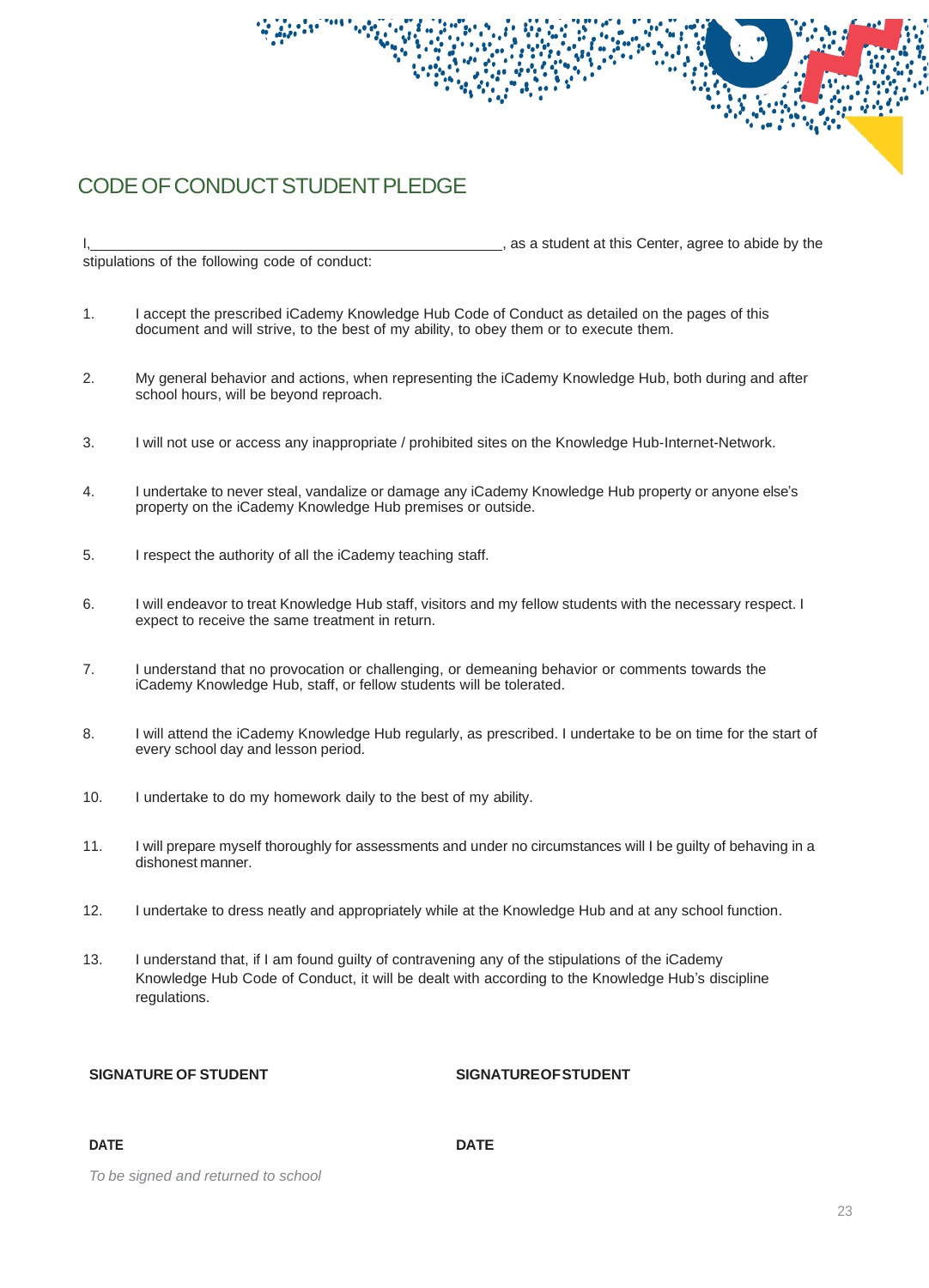# CODE OF CONDUCT STUDENT PLEDGE

I,\_\_\_\_\_\_\_\_\_\_\_\_\_\_\_\_\_\_\_\_\_\_\_\_\_\_\_\_\_\_\_\_\_\_\_\_\_\_\_\_\_\_\_\_\_\_\_\_\_\_\_\_, as a student at this Center, agree to abide by the stipulations of the following code of conduct:

1. I accept the prescribed iCademy Knowledge Hub Code of Conduct as detailed on the pages of this document and will strive, to the best of my ability, to obey them or to execute them.

2. My general behavior and actions, when representing the iCademy Knowledge Hub, both during and after school hours, will be beyond reproach.

3. I will not use or access any inappropriate / prohibited sites on the Knowledge Hub-Internet-Network.

4. I undertake to never steal, vandalize or damage any iCademy Knowledge Hub property or anyone else's property on the iCademy Knowledge Hub premises or outside.

5. I respect the authority of all the iCademy teaching staff.

6. I will endeavor to treat Knowledge Hub staff, visitors and my fellow students with the necessary respect. I expect to receive the same treatment in return.

7. I understand that no provocation or challenging, or demeaning behavior or comments towards the iCademy Knowledge Hub, staff, or fellow students will be tolerated.

8. I will attend the iCademy Knowledge Hub regularly, as prescribed. I undertake to be on time for the start of every school day and lesson period.

10. I undertake to do my homework daily to the best of my ability.

11. I will prepare myself thoroughly for assessments and under no circumstances will I be guilty of behaving in a dishonest manner.

12. I undertake to dress neatly and appropriately while at the Knowledge Hub and at any school function.

13. I understand that, if I am found guilty of contravening any of the stipulations of the iCademy Knowledge Hub Code of Conduct, it will be dealt with according to the Knowledge Hub's discipline regulations.

**SIGNATURE OF STUDENT**

**SIGNATURE OF STUDENT**

**DATE**

**DATE**

*To be signed and returned to school*